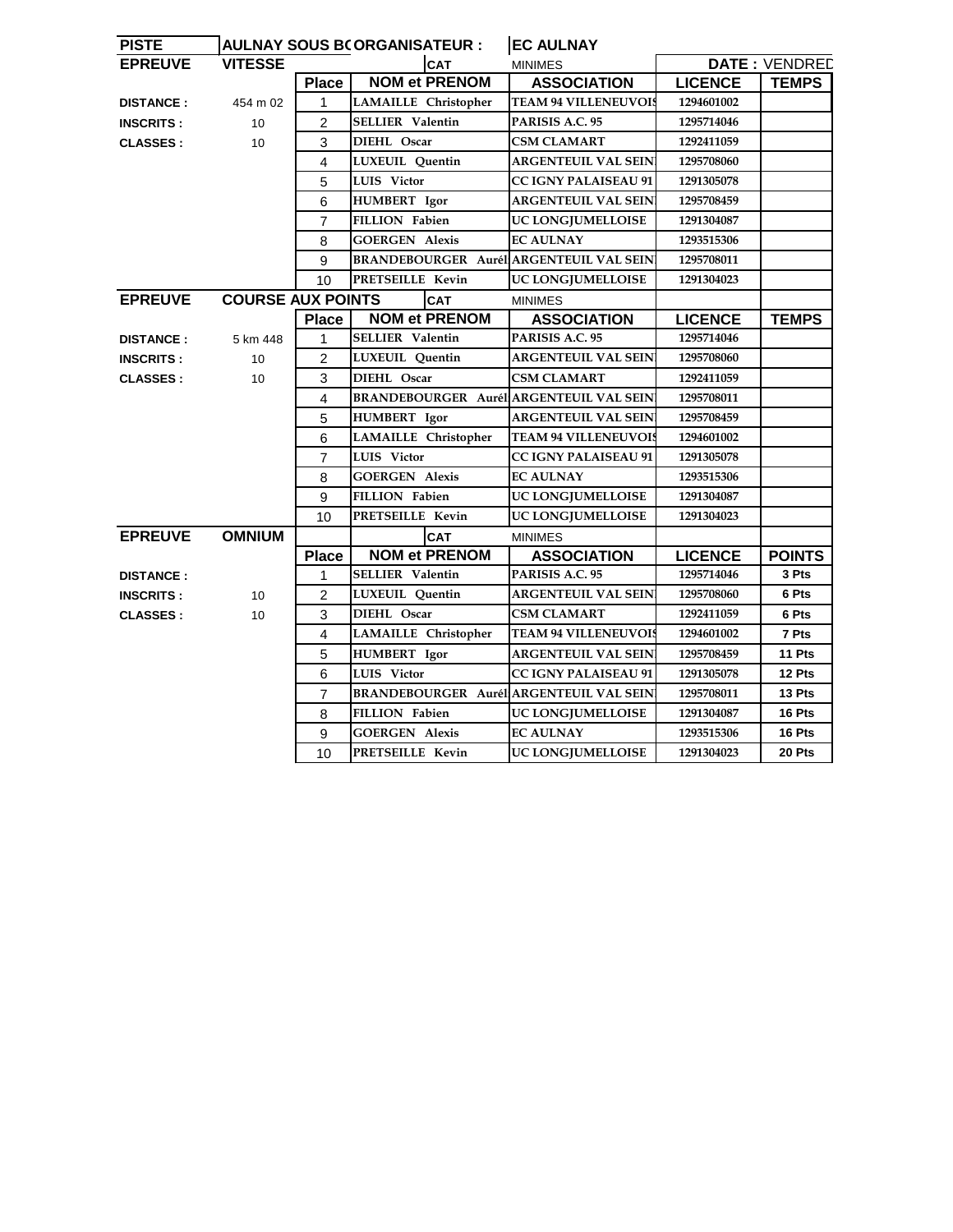| PISTE | AULNAY SOUS BC | ORGANISATEUR : | | EC AULNAY | | |
|---|---|---|---|---|---|---|
| EPREUVE | VITESSE | | CAT | MINIMES | DATE : VENDRED | |
| | | Place | NOM et PRENOM | ASSOCIATION | LICENCE | TEMPS |
| DISTANCE : | 454 m 02 | 1 | LAMAILLE Christopher | TEAM 94 VILLENEUVOIS | 1294601002 | |
| INSCRITS : | 10 | 2 | SELLIER Valentin | PARISIS A.C. 95 | 1295714046 | |
| CLASSES : | 10 | 3 | DIEHL Oscar | CSM CLAMART | 1292411059 | |
| | | 4 | LUXEUIL Quentin | ARGENTEUIL VAL SEIN | 1295708060 | |
| | | 5 | LUIS Victor | CC IGNY PALAISEAU 91 | 1291305078 | |
| | | 6 | HUMBERT Igor | ARGENTEUIL VAL SEIN | 1295708459 | |
| | | 7 | FILLION Fabien | UC LONGJUMELLOISE | 1291304087 | |
| | | 8 | GOERGEN Alexis | EC AULNAY | 1293515306 | |
| | | 9 | BRANDEBOURGER Aurél | ARGENTEUIL VAL SEIN | 1295708011 | |
| | | 10 | PRETSEILLE Kevin | UC LONGJUMELLOISE | 1291304023 | |

| EPREUVE | COURSE AUX POINTS | | CAT | MINIMES | | |
|---|---|---|---|---|---|---|
| | | Place | NOM et PRENOM | ASSOCIATION | LICENCE | TEMPS |
| DISTANCE : | 5 km 448 | 1 | SELLIER Valentin | PARISIS A.C. 95 | 1295714046 | |
| INSCRITS : | 10 | 2 | LUXEUIL Quentin | ARGENTEUIL VAL SEIN | 1295708060 | |
| CLASSES : | 10 | 3 | DIEHL Oscar | CSM CLAMART | 1292411059 | |
| | | 4 | BRANDEBOURGER Aurél | ARGENTEUIL VAL SEIN | 1295708011 | |
| | | 5 | HUMBERT Igor | ARGENTEUIL VAL SEIN | 1295708459 | |
| | | 6 | LAMAILLE Christopher | TEAM 94 VILLENEUVOIS | 1294601002 | |
| | | 7 | LUIS Victor | CC IGNY PALAISEAU 91 | 1291305078 | |
| | | 8 | GOERGEN Alexis | EC AULNAY | 1293515306 | |
| | | 9 | FILLION Fabien | UC LONGJUMELLOISE | 1291304087 | |
| | | 10 | PRETSEILLE Kevin | UC LONGJUMELLOISE | 1291304023 | |

| EPREUVE | OMNIUM | | CAT | MINIMES | | |
|---|---|---|---|---|---|---|
| | | Place | NOM et PRENOM | ASSOCIATION | LICENCE | POINTS |
| DISTANCE : | | 1 | SELLIER Valentin | PARISIS A.C. 95 | 1295714046 | 3 Pts |
| INSCRITS : | 10 | 2 | LUXEUIL Quentin | ARGENTEUIL VAL SEIN | 1295708060 | 6 Pts |
| CLASSES : | 10 | 3 | DIEHL Oscar | CSM CLAMART | 1292411059 | 6 Pts |
| | | 4 | LAMAILLE Christopher | TEAM 94 VILLENEUVOIS | 1294601002 | 7 Pts |
| | | 5 | HUMBERT Igor | ARGENTEUIL VAL SEIN | 1295708459 | 11 Pts |
| | | 6 | LUIS Victor | CC IGNY PALAISEAU 91 | 1291305078 | 12 Pts |
| | | 7 | BRANDEBOURGER Aurél | ARGENTEUIL VAL SEIN | 1295708011 | 13 Pts |
| | | 8 | FILLION Fabien | UC LONGJUMELLOISE | 1291304087 | 16 Pts |
| | | 9 | GOERGEN Alexis | EC AULNAY | 1293515306 | 16 Pts |
| | | 10 | PRETSEILLE Kevin | UC LONGJUMELLOISE | 1291304023 | 20 Pts |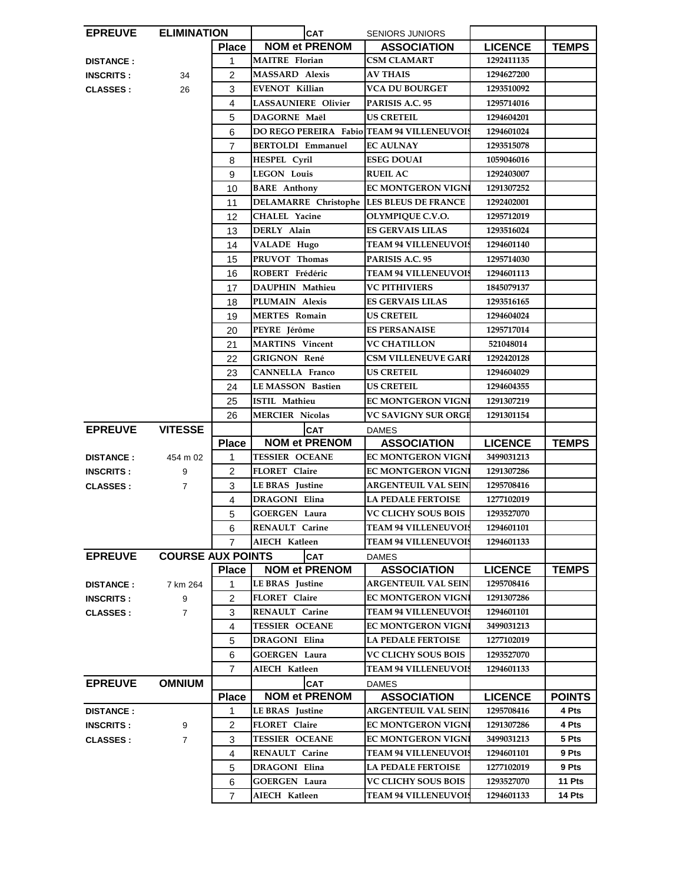| EPREUVE | ELIMINATION | | | CAT | SENIORS JUNIORS | | |
|---|---|---|---|---|---|---|---|
| | | Place | NOM et PRENOM | | ASSOCIATION | LICENCE | TEMPS |
| DISTANCE : | | 1 | MAITRE Florian | | CSM CLAMART | 1292411135 | |
| INSCRITS : | 34 | 2 | MASSARD Alexis | | AV THAIS | 1294627200 | |
| CLASSES : | 26 | 3 | EVENOT Killian | | VCA DU BOURGET | 1293510092 | |
| | | 4 | LASSAUNIERE Olivier | | PARISIS A.C. 95 | 1295714016 | |
| | | 5 | DAGORNE Maël | | US CRETEIL | 1294604201 | |
| | | 6 | DO REGO PEREIRA Fabio | | TEAM 94 VILLENEUVOIS | 1294601024 | |
| | | 7 | BERTOLDI Emmanuel | | EC AULNAY | 1293515078 | |
| | | 8 | HESPEL Cyril | | ESEG DOUAI | 1059046016 | |
| | | 9 | LEGON Louis | | RUEIL AC | 1292403007 | |
| | | 10 | BARE Anthony | | EC MONTGERON VIGNE | 1291307252 | |
| | | 11 | DELAMARRE Christophe | | LES BLEUS DE FRANCE | 1292402001 | |
| | | 12 | CHALEL Yacine | | OLYMPIQUE C.V.O. | 1295712019 | |
| | | 13 | DERLY Alain | | ES GERVAIS LILAS | 1293516024 | |
| | | 14 | VALADE Hugo | | TEAM 94 VILLENEUVOIS | 1294601140 | |
| | | 15 | PRUVOT Thomas | | PARISIS A.C. 95 | 1295714030 | |
| | | 16 | ROBERT Frédéric | | TEAM 94 VILLENEUVOIS | 1294601113 | |
| | | 17 | DAUPHIN Mathieu | | VC PITHIVIERS | 1845079137 | |
| | | 18 | PLUMAIN Alexis | | ES GERVAIS LILAS | 1293516165 | |
| | | 19 | MERTES Romain | | US CRETEIL | 1294604024 | |
| | | 20 | PEYRE Jérôme | | ES PERSANAISE | 1295717014 | |
| | | 21 | MARTINS Vincent | | VC CHATILLON | 521048014 | |
| | | 22 | GRIGNON René | | CSM VILLENEUVE GARE | 1292420128 | |
| | | 23 | CANNELLA Franco | | US CRETEIL | 1294604029 | |
| | | 24 | LE MASSON Bastien | | US CRETEIL | 1294604355 | |
| | | 25 | ISTIL Mathieu | | EC MONTGERON VIGNE | 1291307219 | |
| | | 26 | MERCIER Nicolas | | VC SAVIGNY SUR ORGE | 1291301154 | |

| EPREUVE | VITESSE | | | CAT | DAMES | | |
|---|---|---|---|---|---|---|---|
| | | Place | NOM et PRENOM | | ASSOCIATION | LICENCE | TEMPS |
| DISTANCE : | 454 m 02 | 1 | TESSIER OCEANE | | EC MONTGERON VIGNE | 3499031213 | |
| INSCRITS : | 9 | 2 | FLORET Claire | | EC MONTGERON VIGNE | 1291307286 | |
| CLASSES : | 7 | 3 | LE BRAS Justine | | ARGENTEUIL VAL SEINE | 1295708416 | |
| | | 4 | DRAGONI Elina | | LA PEDALE FERTOISE | 1277102019 | |
| | | 5 | GOERGEN Laura | | VC CLICHY SOUS BOIS | 1293527070 | |
| | | 6 | RENAULT Carine | | TEAM 94 VILLENEUVOIS | 1294601101 | |
| | | 7 | AIECH Katleen | | TEAM 94 VILLENEUVOIS | 1294601133 | |

| EPREUVE | COURSE AUX POINTS | | | CAT | DAMES | | |
|---|---|---|---|---|---|---|---|
| | | Place | NOM et PRENOM | | ASSOCIATION | LICENCE | TEMPS |
| DISTANCE : | 7 km 264 | 1 | LE BRAS Justine | | ARGENTEUIL VAL SEINE | 1295708416 | |
| INSCRITS : | 9 | 2 | FLORET Claire | | EC MONTGERON VIGNE | 1291307286 | |
| CLASSES : | 7 | 3 | RENAULT Carine | | TEAM 94 VILLENEUVOIS | 1294601101 | |
| | | 4 | TESSIER OCEANE | | EC MONTGERON VIGNE | 3499031213 | |
| | | 5 | DRAGONI Elina | | LA PEDALE FERTOISE | 1277102019 | |
| | | 6 | GOERGEN Laura | | VC CLICHY SOUS BOIS | 1293527070 | |
| | | 7 | AIECH Katleen | | TEAM 94 VILLENEUVOIS | 1294601133 | |

| EPREUVE | OMNIUM | | | CAT | DAMES | | |
|---|---|---|---|---|---|---|---|
| | | Place | NOM et PRENOM | | ASSOCIATION | LICENCE | POINTS |
| DISTANCE : | | 1 | LE BRAS Justine | | ARGENTEUIL VAL SEINE | 1295708416 | 4 Pts |
| INSCRITS : | 9 | 2 | FLORET Claire | | EC MONTGERON VIGNE | 1291307286 | 4 Pts |
| CLASSES : | 7 | 3 | TESSIER OCEANE | | EC MONTGERON VIGNE | 3499031213 | 5 Pts |
| | | 4 | RENAULT Carine | | TEAM 94 VILLENEUVOIS | 1294601101 | 9 Pts |
| | | 5 | DRAGONI Elina | | LA PEDALE FERTOISE | 1277102019 | 9 Pts |
| | | 6 | GOERGEN Laura | | VC CLICHY SOUS BOIS | 1293527070 | 11 Pts |
| | | 7 | AIECH Katleen | | TEAM 94 VILLENEUVOIS | 1294601133 | 14 Pts |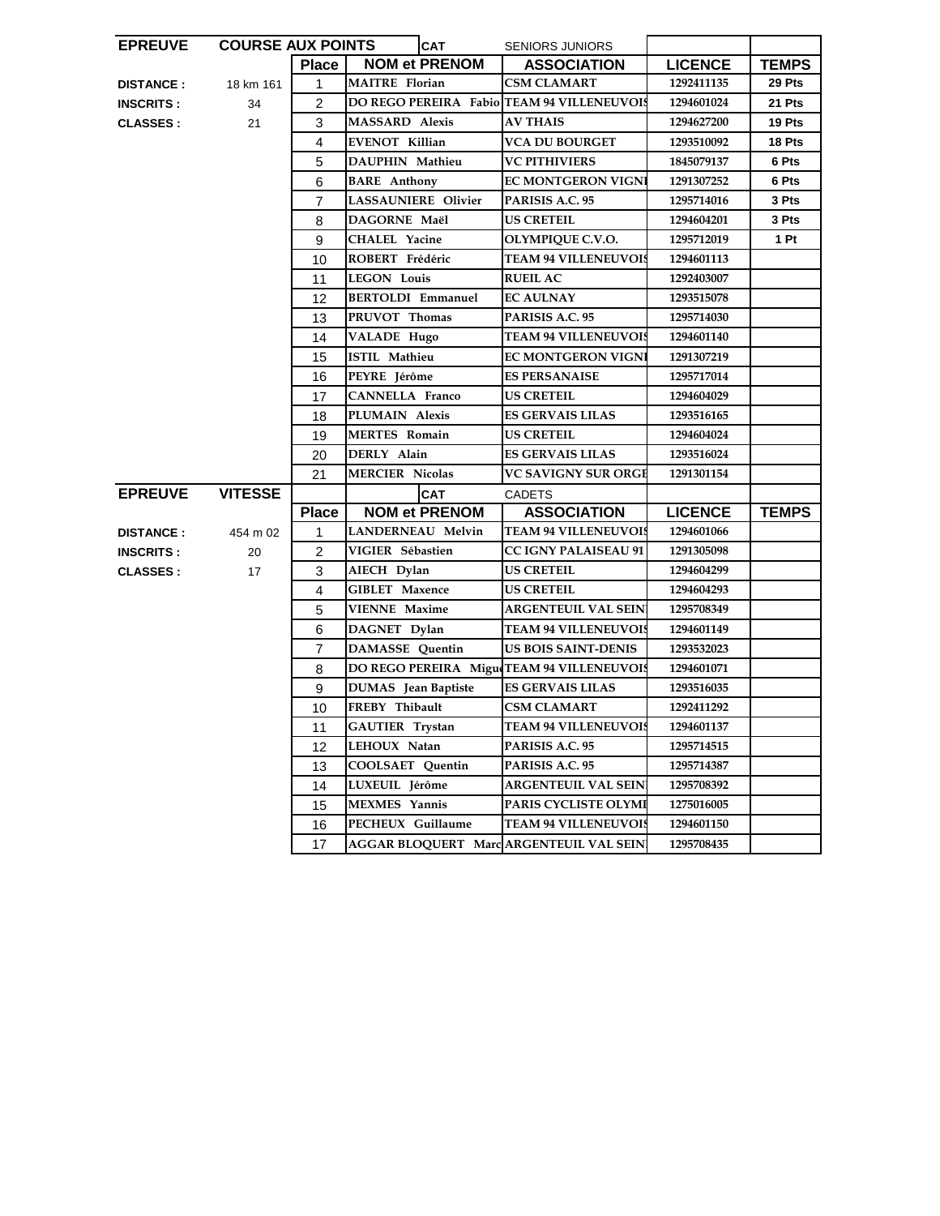| EPREUVE | COURSE AUX POINTS | | CAT | SENIORS JUNIORS | | |
|---|---|---|---|---|---|---|
| | | Place | NOM et PRENOM | ASSOCIATION | LICENCE | TEMPS |
| DISTANCE : | 18 km 161 | 1 | MAITRE Florian | CSM CLAMART | 1292411135 | 29 Pts |
| INSCRITS : | 34 | 2 | DO REGO PEREIRA Fabio | TEAM 94 VILLENEUVOIS | 1294601024 | 21 Pts |
| CLASSES : | 21 | 3 | MASSARD Alexis | AV THAIS | 1294627200 | 19 Pts |
| | | 4 | EVENOT Killian | VCA DU BOURGET | 1293510092 | 18 Pts |
| | | 5 | DAUPHIN Mathieu | VC PITHIVIERS | 1845079137 | 6 Pts |
| | | 6 | BARE Anthony | EC MONTGERON VIGNI | 1291307252 | 6 Pts |
| | | 7 | LASSAUNIERE Olivier | PARISIS A.C. 95 | 1295714016 | 3 Pts |
| | | 8 | DAGORNE Maël | US CRETEIL | 1294604201 | 3 Pts |
| | | 9 | CHALEL Yacine | OLYMPIQUE C.V.O. | 1295712019 | 1 Pt |
| | | 10 | ROBERT Frédéric | TEAM 94 VILLENEUVOIS | 1294601113 | |
| | | 11 | LEGON Louis | RUEIL AC | 1292403007 | |
| | | 12 | BERTOLDI Emmanuel | EC AULNAY | 1293515078 | |
| | | 13 | PRUVOT Thomas | PARISIS A.C. 95 | 1295714030 | |
| | | 14 | VALADE Hugo | TEAM 94 VILLENEUVOIS | 1294601140 | |
| | | 15 | ISTIL Mathieu | EC MONTGERON VIGNI | 1291307219 | |
| | | 16 | PEYRE Jérôme | ES PERSANAISE | 1295717014 | |
| | | 17 | CANNELLA Franco | US CRETEIL | 1294604029 | |
| | | 18 | PLUMAIN Alexis | ES GERVAIS LILAS | 1293516165 | |
| | | 19 | MERTES Romain | US CRETEIL | 1294604024 | |
| | | 20 | DERLY Alain | ES GERVAIS LILAS | 1293516024 | |
| | | 21 | MERCIER Nicolas | VC SAVIGNY SUR ORGE | 1291301154 | |

| EPREUVE | VITESSE | | CAT | CADETS | | |
|---|---|---|---|---|---|---|
| | | Place | NOM et PRENOM | ASSOCIATION | LICENCE | TEMPS |
| DISTANCE : | 454 m 02 | 1 | LANDERNEAU Melvin | TEAM 94 VILLENEUVOIS | 1294601066 | |
| INSCRITS : | 20 | 2 | VIGIER Sébastien | CC IGNY PALAISEAU 91 | 1291305098 | |
| CLASSES : | 17 | 3 | AIECH Dylan | US CRETEIL | 1294604299 | |
| | | 4 | GIBLET Maxence | US CRETEIL | 1294604293 | |
| | | 5 | VIENNE Maxime | ARGENTEUIL VAL SEIN | 1295708349 | |
| | | 6 | DAGNET Dylan | TEAM 94 VILLENEUVOIS | 1294601149 | |
| | | 7 | DAMASSE Quentin | US BOIS SAINT-DENIS | 1293532023 | |
| | | 8 | DO REGO PEREIRA Migu | TEAM 94 VILLENEUVOIS | 1294601071 | |
| | | 9 | DUMAS Jean Baptiste | ES GERVAIS LILAS | 1293516035 | |
| | | 10 | FREBY Thibault | CSM CLAMART | 1292411292 | |
| | | 11 | GAUTIER Trystan | TEAM 94 VILLENEUVOIS | 1294601137 | |
| | | 12 | LEHOUX Natan | PARISIS A.C. 95 | 1295714515 | |
| | | 13 | COOLSAET Quentin | PARISIS A.C. 95 | 1295714387 | |
| | | 14 | LUXEUIL Jérôme | ARGENTEUIL VAL SEIN | 1295708392 | |
| | | 15 | MEXMES Yannis | PARIS CYCLISTE OLYMI | 1275016005 | |
| | | 16 | PECHEUX Guillaume | TEAM 94 VILLENEUVOIS | 1294601150 | |
| | | 17 | AGGAR BLOQUERT Marc | ARGENTEUIL VAL SEIN | 1295708435 | |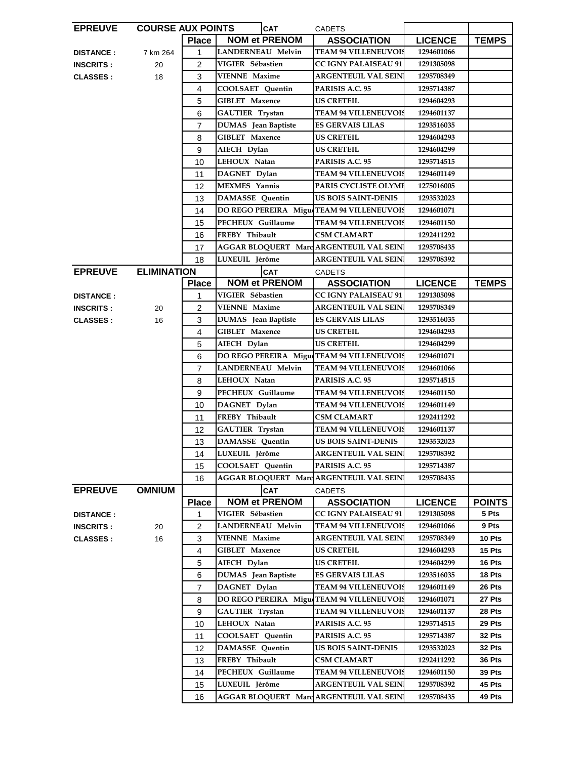| EPREUVE | COURSE AUX POINTS | | CAT | CADETS | | |
|---|---|---|---|---|---|---|
| | | Place | NOM et PRENOM | ASSOCIATION | LICENCE | TEMPS |
| DISTANCE : | 7 km 264 | 1 | LANDERNEAU Melvin | TEAM 94 VILLENEUVOIS | 1294601066 | |
| INSCRITS : | 20 | 2 | VIGIER Sébastien | CC IGNY PALAISEAU 91 | 1291305098 | |
| CLASSES : | 18 | 3 | VIENNE Maxime | ARGENTEUIL VAL SEIN | 1295708349 | |
| | | 4 | COOLSAET Quentin | PARISIS A.C. 95 | 1295714387 | |
| | | 5 | GIBLET Maxence | US CRETEIL | 1294604293 | |
| | | 6 | GAUTIER Trystan | TEAM 94 VILLENEUVOIS | 1294601137 | |
| | | 7 | DUMAS Jean Baptiste | ES GERVAIS LILAS | 1293516035 | |
| | | 8 | GIBLET Maxence | US CRETEIL | 1294604293 | |
| | | 9 | AIECH Dylan | US CRETEIL | 1294604299 | |
| | | 10 | LEHOUX Natan | PARISIS A.C. 95 | 1295714515 | |
| | | 11 | DAGNET Dylan | TEAM 94 VILLENEUVOIS | 1294601149 | |
| | | 12 | MEXMES Yannis | PARIS CYCLISTE OLYMI | 1275016005 | |
| | | 13 | DAMASSE Quentin | US BOIS SAINT-DENIS | 1293532023 | |
| | | 14 | DO REGO PEREIRA Migu | TEAM 94 VILLENEUVOIS | 1294601071 | |
| | | 15 | PECHEUX Guillaume | TEAM 94 VILLENEUVOIS | 1294601150 | |
| | | 16 | FREBY Thibault | CSM CLAMART | 1292411292 | |
| | | 17 | AGGAR BLOQUERT Marc | ARGENTEUIL VAL SEIN | 1295708435 | |
| | | 18 | LUXEUIL Jérôme | ARGENTEUIL VAL SEIN | 1295708392 | |

| EPREUVE | ELIMINATION | | CAT | CADETS | | |
|---|---|---|---|---|---|---|
| | | Place | NOM et PRENOM | ASSOCIATION | LICENCE | TEMPS |
| DISTANCE : | | 1 | VIGIER Sébastien | CC IGNY PALAISEAU 91 | 1291305098 | |
| INSCRITS : | 20 | 2 | VIENNE Maxime | ARGENTEUIL VAL SEIN | 1295708349 | |
| CLASSES : | 16 | 3 | DUMAS Jean Baptiste | ES GERVAIS LILAS | 1293516035 | |
| | | 4 | GIBLET Maxence | US CRETEIL | 1294604293 | |
| | | 5 | AIECH Dylan | US CRETEIL | 1294604299 | |
| | | 6 | DO REGO PEREIRA Migu | TEAM 94 VILLENEUVOIS | 1294601071 | |
| | | 7 | LANDERNEAU Melvin | TEAM 94 VILLENEUVOIS | 1294601066 | |
| | | 8 | LEHOUX Natan | PARISIS A.C. 95 | 1295714515 | |
| | | 9 | PECHEUX Guillaume | TEAM 94 VILLENEUVOIS | 1294601150 | |
| | | 10 | DAGNET Dylan | TEAM 94 VILLENEUVOIS | 1294601149 | |
| | | 11 | FREBY Thibault | CSM CLAMART | 1292411292 | |
| | | 12 | GAUTIER Trystan | TEAM 94 VILLENEUVOIS | 1294601137 | |
| | | 13 | DAMASSE Quentin | US BOIS SAINT-DENIS | 1293532023 | |
| | | 14 | LUXEUIL Jérôme | ARGENTEUIL VAL SEIN | 1295708392 | |
| | | 15 | COOLSAET Quentin | PARISIS A.C. 95 | 1295714387 | |
| | | 16 | AGGAR BLOQUERT Marc | ARGENTEUIL VAL SEIN | 1295708435 | |

| EPREUVE | OMNIUM | | CAT | CADETS | | |
|---|---|---|---|---|---|---|
| | | Place | NOM et PRENOM | ASSOCIATION | LICENCE | POINTS |
| DISTANCE : | | 1 | VIGIER Sébastien | CC IGNY PALAISEAU 91 | 1291305098 | 5 Pts |
| INSCRITS : | 20 | 2 | LANDERNEAU Melvin | TEAM 94 VILLENEUVOIS | 1294601066 | 9 Pts |
| CLASSES : | 16 | 3 | VIENNE Maxime | ARGENTEUIL VAL SEIN | 1295708349 | 10 Pts |
| | | 4 | GIBLET Maxence | US CRETEIL | 1294604293 | 15 Pts |
| | | 5 | AIECH Dylan | US CRETEIL | 1294604299 | 16 Pts |
| | | 6 | DUMAS Jean Baptiste | ES GERVAIS LILAS | 1293516035 | 18 Pts |
| | | 7 | DAGNET Dylan | TEAM 94 VILLENEUVOIS | 1294601149 | 26 Pts |
| | | 8 | DO REGO PEREIRA Migu | TEAM 94 VILLENEUVOIS | 1294601071 | 27 Pts |
| | | 9 | GAUTIER Trystan | TEAM 94 VILLENEUVOIS | 1294601137 | 28 Pts |
| | | 10 | LEHOUX Natan | PARISIS A.C. 95 | 1295714515 | 29 Pts |
| | | 11 | COOLSAET Quentin | PARISIS A.C. 95 | 1295714387 | 32 Pts |
| | | 12 | DAMASSE Quentin | US BOIS SAINT-DENIS | 1293532023 | 32 Pts |
| | | 13 | FREBY Thibault | CSM CLAMART | 1292411292 | 36 Pts |
| | | 14 | PECHEUX Guillaume | TEAM 94 VILLENEUVOIS | 1294601150 | 39 Pts |
| | | 15 | LUXEUIL Jérôme | ARGENTEUIL VAL SEIN | 1295708392 | 45 Pts |
| | | 16 | AGGAR BLOQUERT Marc | ARGENTEUIL VAL SEIN | 1295708435 | 49 Pts |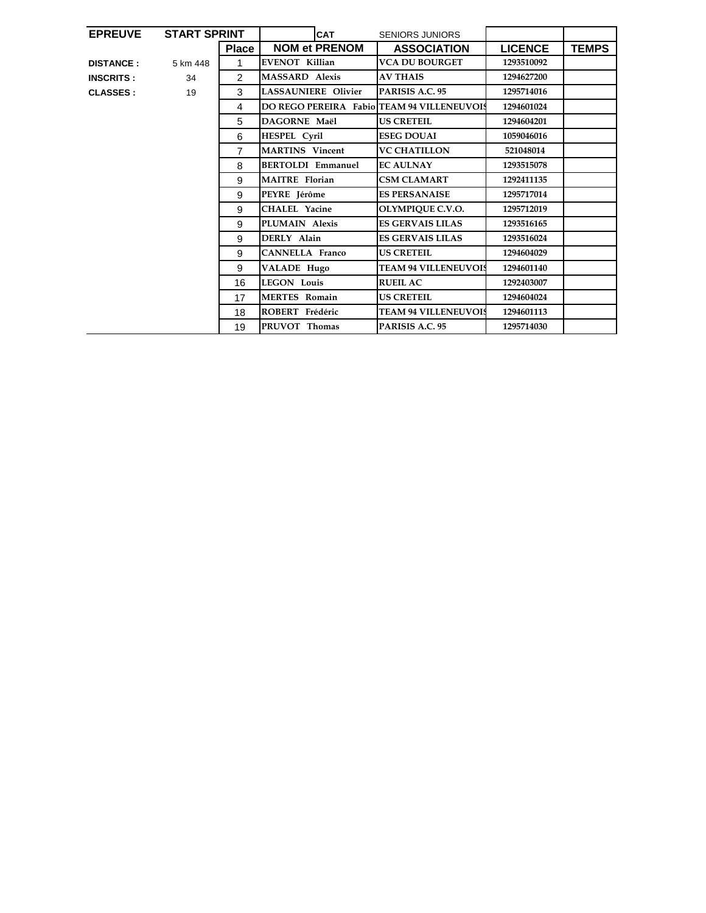| EPREUVE | START SPRINT | | CAT | SENIORS JUNIORS | | |
|---|---|---|---|---|---|---|
| | | Place | NOM et PRENOM | ASSOCIATION | LICENCE | TEMPS |
| DISTANCE : | 5 km 448 | 1 | EVENOT Killian | VCA DU BOURGET | 1293510092 | |
| INSCRITS : | 34 | 2 | MASSARD Alexis | AV THAIS | 1294627200 | |
| CLASSES : | 19 | 3 | LASSAUNIERE Olivier | PARISIS A.C. 95 | 1295714016 | |
| | | 4 | DO REGO PEREIRA Fabio | TEAM 94 VILLENEUVOIS | 1294601024 | |
| | | 5 | DAGORNE Maël | US CRETEIL | 1294604201 | |
| | | 6 | HESPEL Cyril | ESEG DOUAI | 1059046016 | |
| | | 7 | MARTINS Vincent | VC CHATILLON | 521048014 | |
| | | 8 | BERTOLDI Emmanuel | EC AULNAY | 1293515078 | |
| | | 9 | MAITRE Florian | CSM CLAMART | 1292411135 | |
| | | 9 | PEYRE Jérôme | ES PERSANAISE | 1295717014 | |
| | | 9 | CHALEL Yacine | OLYMPIQUE C.V.O. | 1295712019 | |
| | | 9 | PLUMAIN Alexis | ES GERVAIS LILAS | 1293516165 | |
| | | 9 | DERLY Alain | ES GERVAIS LILAS | 1293516024 | |
| | | 9 | CANNELLA Franco | US CRETEIL | 1294604029 | |
| | | 9 | VALADE Hugo | TEAM 94 VILLENEUVOIS | 1294601140 | |
| | | 16 | LEGON Louis | RUEIL AC | 1292403007 | |
| | | 17 | MERTES Romain | US CRETEIL | 1294604024 | |
| | | 18 | ROBERT Frédéric | TEAM 94 VILLENEUVOIS | 1294601113 | |
| | | 19 | PRUVOT Thomas | PARISIS A.C. 95 | 1295714030 | |